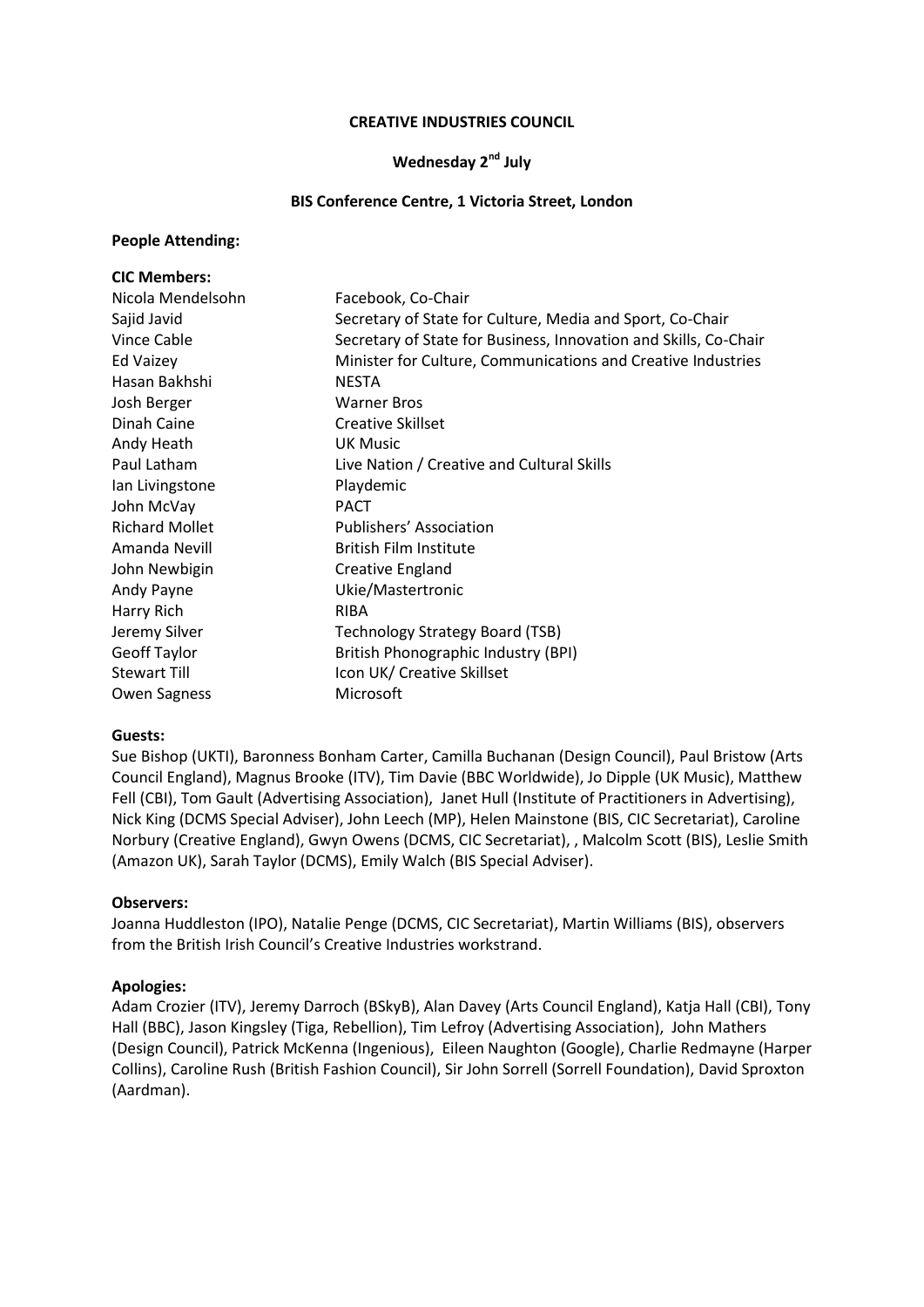**CREATIVE INDUSTRIES COUNCIL**

**Wednesday 2nd July**

**BIS Conference Centre, 1 Victoria Street, London**

**People Attending:**

**CIC Members:**

| | |
|---|---|
| Nicola Mendelsohn | Facebook, Co-Chair |
| Sajid Javid | Secretary of State for Culture, Media and Sport, Co-Chair |
| Vince Cable | Secretary of State for Business, Innovation and Skills, Co-Chair |
| Ed Vaizey | Minister for Culture, Communications and Creative Industries |
| Hasan Bakhshi | NESTA |
| Josh Berger | Warner Bros |
| Dinah Caine | Creative Skillset |
| Andy Heath | UK Music |
| Paul Latham | Live Nation / Creative and Cultural Skills |
| Ian Livingstone | Playdemic |
| John McVay | PACT |
| Richard Mollet | Publishers' Association |
| Amanda Nevill | British Film Institute |
| John Newbigin | Creative England |
| Andy Payne | Ukie/Mastertronic |
| Harry Rich | RIBA |
| Jeremy Silver | Technology Strategy Board (TSB) |
| Geoff Taylor | British Phonographic Industry (BPI) |
| Stewart Till | Icon UK/ Creative Skillset |
| Owen Sagness | Microsoft |

**Guests:**

Sue Bishop (UKTI), Baronness Bonham Carter, Camilla Buchanan (Design Council), Paul Bristow (Arts Council England), Magnus Brooke (ITV), Tim Davie (BBC Worldwide), Jo Dipple (UK Music), Matthew Fell (CBI), Tom Gault (Advertising Association), Janet Hull (Institute of Practitioners in Advertising), Nick King (DCMS Special Adviser), John Leech (MP), Helen Mainstone (BIS, CIC Secretariat), Caroline Norbury (Creative England), Gwyn Owens (DCMS, CIC Secretariat), , Malcolm Scott (BIS), Leslie Smith (Amazon UK), Sarah Taylor (DCMS), Emily Walch (BIS Special Adviser).

**Observers:**

Joanna Huddleston (IPO), Natalie Penge (DCMS, CIC Secretariat), Martin Williams (BIS), observers from the British Irish Council's Creative Industries workstrand.

**Apologies:**

Adam Crozier (ITV), Jeremy Darroch (BSkyB), Alan Davey (Arts Council England), Katja Hall (CBI), Tony Hall (BBC), Jason Kingsley (Tiga, Rebellion), Tim Lefroy (Advertising Association), John Mathers (Design Council), Patrick McKenna (Ingenious), Eileen Naughton (Google), Charlie Redmayne (Harper Collins), Caroline Rush (British Fashion Council), Sir John Sorrell (Sorrell Foundation), David Sproxton (Aardman).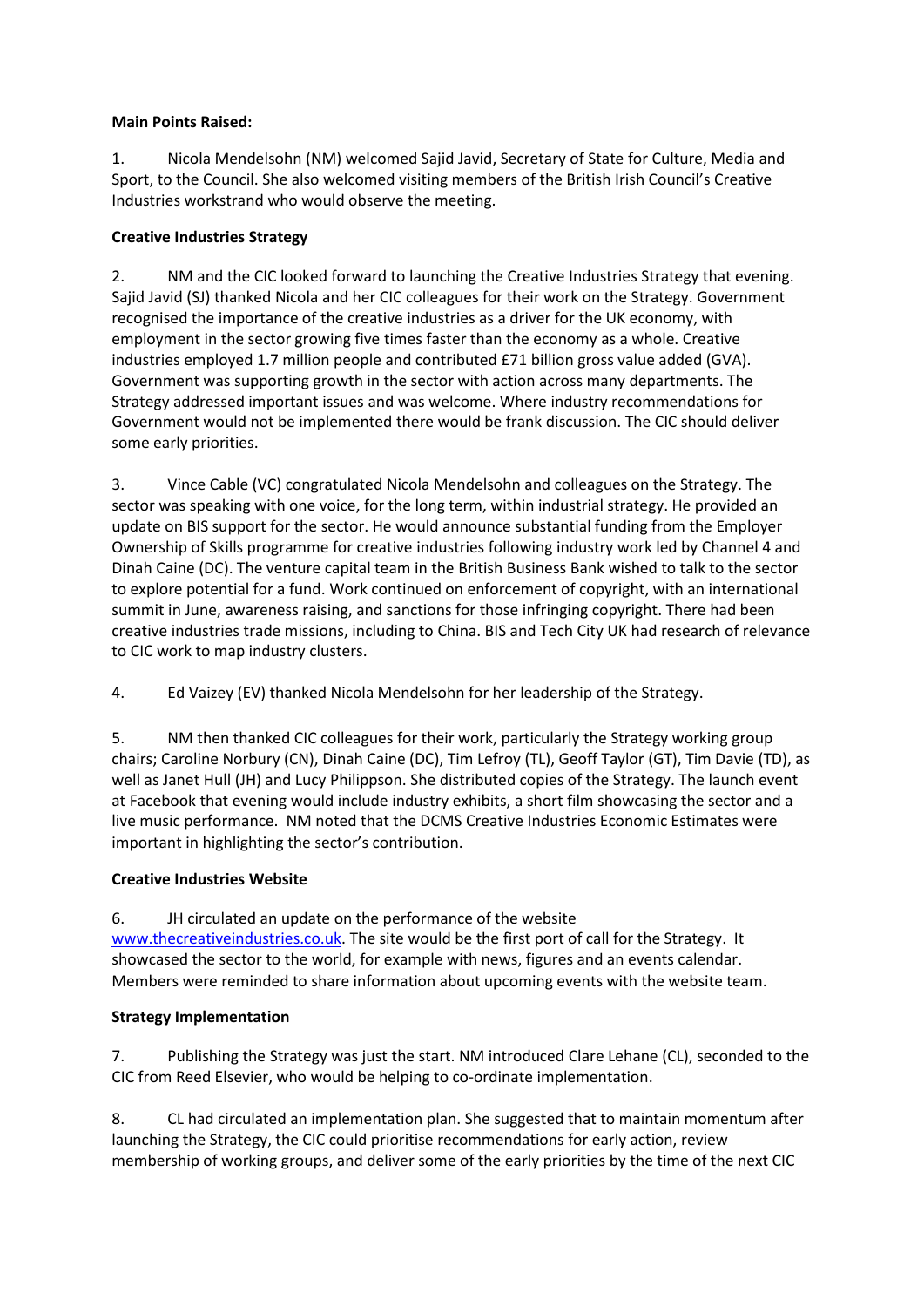**Main Points Raised:**

1. Nicola Mendelsohn (NM) welcomed Sajid Javid, Secretary of State for Culture, Media and Sport, to the Council. She also welcomed visiting members of the British Irish Council's Creative Industries workstrand who would observe the meeting.

**Creative Industries Strategy**

2. NM and the CIC looked forward to launching the Creative Industries Strategy that evening. Sajid Javid (SJ) thanked Nicola and her CIC colleagues for their work on the Strategy. Government recognised the importance of the creative industries as a driver for the UK economy, with employment in the sector growing five times faster than the economy as a whole. Creative industries employed 1.7 million people and contributed £71 billion gross value added (GVA). Government was supporting growth in the sector with action across many departments. The Strategy addressed important issues and was welcome. Where industry recommendations for Government would not be implemented there would be frank discussion. The CIC should deliver some early priorities.

3. Vince Cable (VC) congratulated Nicola Mendelsohn and colleagues on the Strategy. The sector was speaking with one voice, for the long term, within industrial strategy. He provided an update on BIS support for the sector. He would announce substantial funding from the Employer Ownership of Skills programme for creative industries following industry work led by Channel 4 and Dinah Caine (DC). The venture capital team in the British Business Bank wished to talk to the sector to explore potential for a fund. Work continued on enforcement of copyright, with an international summit in June, awareness raising, and sanctions for those infringing copyright. There had been creative industries trade missions, including to China. BIS and Tech City UK had research of relevance to CIC work to map industry clusters.

4. Ed Vaizey (EV) thanked Nicola Mendelsohn for her leadership of the Strategy.

5. NM then thanked CIC colleagues for their work, particularly the Strategy working group chairs; Caroline Norbury (CN), Dinah Caine (DC), Tim Lefroy (TL), Geoff Taylor (GT), Tim Davie (TD), as well as Janet Hull (JH) and Lucy Philippson. She distributed copies of the Strategy. The launch event at Facebook that evening would include industry exhibits, a short film showcasing the sector and a live music performance. NM noted that the DCMS Creative Industries Economic Estimates were important in highlighting the sector's contribution.

**Creative Industries Website**

6. JH circulated an update on the performance of the website www.thecreativeindustries.co.uk. The site would be the first port of call for the Strategy. It showcased the sector to the world, for example with news, figures and an events calendar. Members were reminded to share information about upcoming events with the website team.

**Strategy Implementation**

7. Publishing the Strategy was just the start. NM introduced Clare Lehane (CL), seconded to the CIC from Reed Elsevier, who would be helping to co-ordinate implementation.

8. CL had circulated an implementation plan. She suggested that to maintain momentum after launching the Strategy, the CIC could prioritise recommendations for early action, review membership of working groups, and deliver some of the early priorities by the time of the next CIC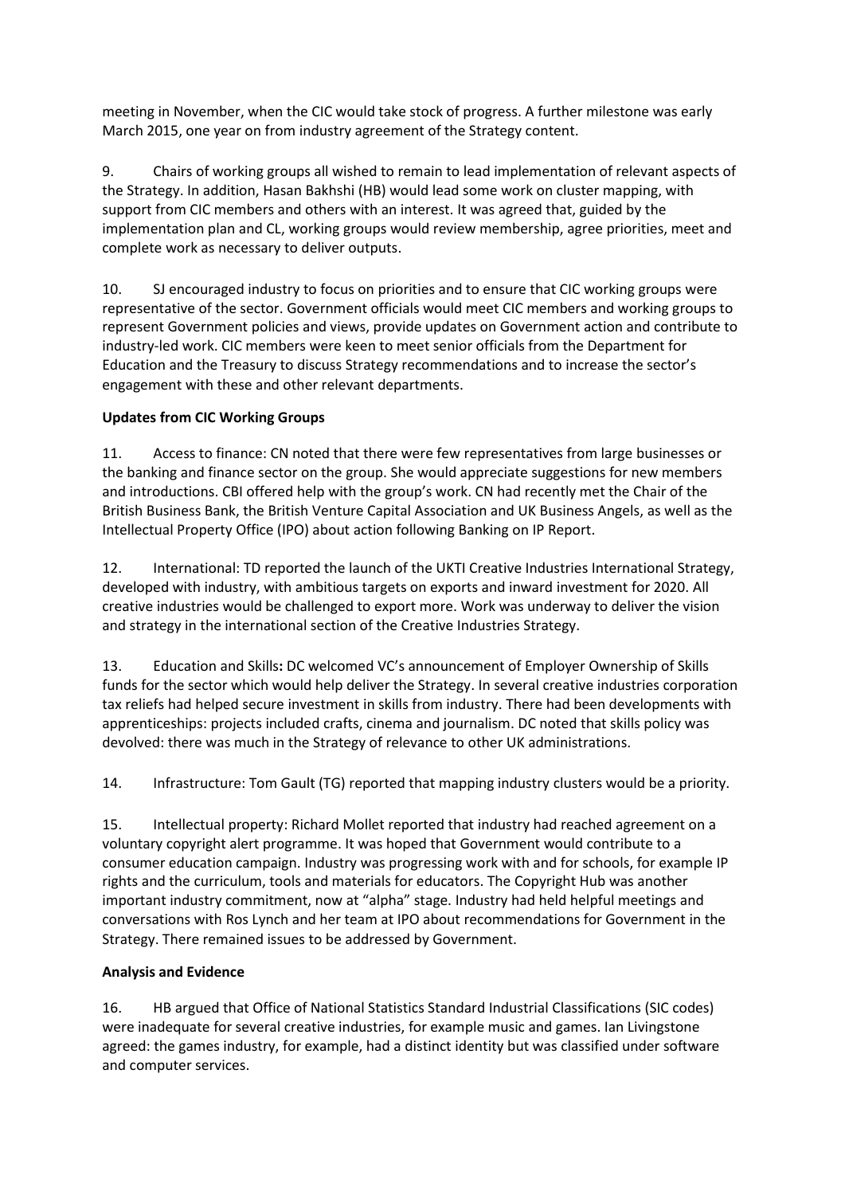meeting in November, when the CIC would take stock of progress. A further milestone was early March 2015, one year on from industry agreement of the Strategy content.

9. Chairs of working groups all wished to remain to lead implementation of relevant aspects of the Strategy. In addition, Hasan Bakhshi (HB) would lead some work on cluster mapping, with support from CIC members and others with an interest. It was agreed that, guided by the implementation plan and CL, working groups would review membership, agree priorities, meet and complete work as necessary to deliver outputs.

10. SJ encouraged industry to focus on priorities and to ensure that CIC working groups were representative of the sector. Government officials would meet CIC members and working groups to represent Government policies and views, provide updates on Government action and contribute to industry-led work. CIC members were keen to meet senior officials from the Department for Education and the Treasury to discuss Strategy recommendations and to increase the sector's engagement with these and other relevant departments.

**Updates from CIC Working Groups**

11. Access to finance: CN noted that there were few representatives from large businesses or the banking and finance sector on the group. She would appreciate suggestions for new members and introductions. CBI offered help with the group's work. CN had recently met the Chair of the British Business Bank, the British Venture Capital Association and UK Business Angels, as well as the Intellectual Property Office (IPO) about action following Banking on IP Report.

12. International: TD reported the launch of the UKTI Creative Industries International Strategy, developed with industry, with ambitious targets on exports and inward investment for 2020. All creative industries would be challenged to export more. Work was underway to deliver the vision and strategy in the international section of the Creative Industries Strategy.

13. Education and Skills**:** DC welcomed VC's announcement of Employer Ownership of Skills funds for the sector which would help deliver the Strategy. In several creative industries corporation tax reliefs had helped secure investment in skills from industry. There had been developments with apprenticeships: projects included crafts, cinema and journalism. DC noted that skills policy was devolved: there was much in the Strategy of relevance to other UK administrations.

14. Infrastructure: Tom Gault (TG) reported that mapping industry clusters would be a priority.

15. Intellectual property: Richard Mollet reported that industry had reached agreement on a voluntary copyright alert programme. It was hoped that Government would contribute to a consumer education campaign. Industry was progressing work with and for schools, for example IP rights and the curriculum, tools and materials for educators. The Copyright Hub was another important industry commitment, now at "alpha" stage. Industry had held helpful meetings and conversations with Ros Lynch and her team at IPO about recommendations for Government in the Strategy. There remained issues to be addressed by Government.

**Analysis and Evidence**

16. HB argued that Office of National Statistics Standard Industrial Classifications (SIC codes) were inadequate for several creative industries, for example music and games. Ian Livingstone agreed: the games industry, for example, had a distinct identity but was classified under software and computer services.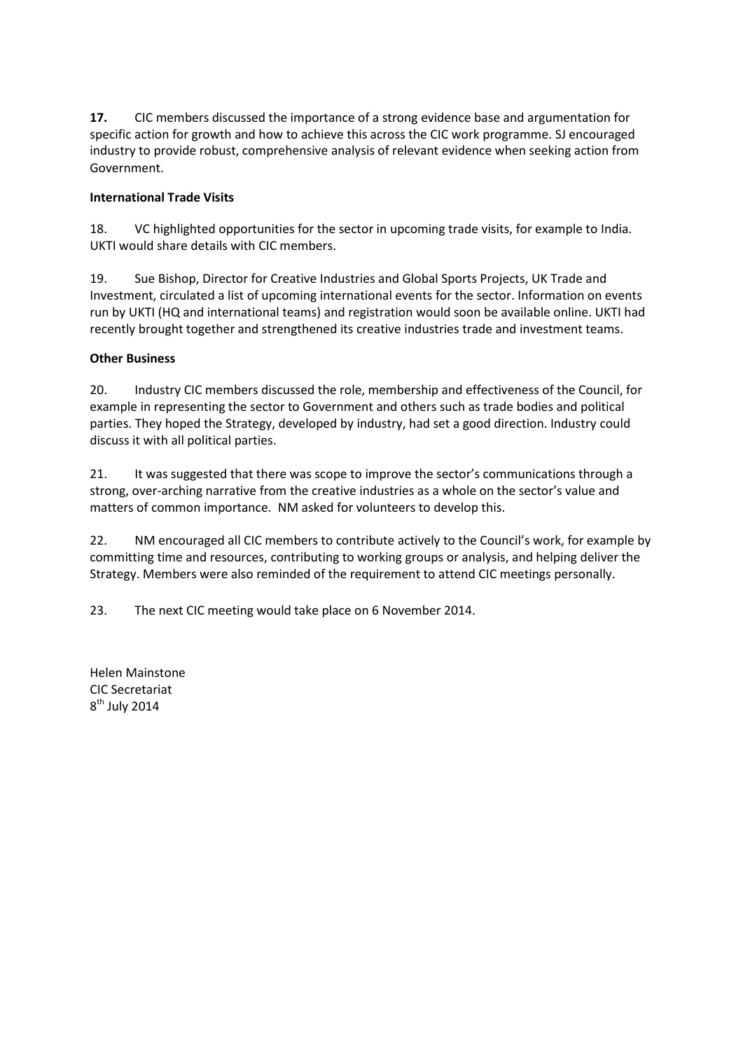**17.** CIC members discussed the importance of a strong evidence base and argumentation for specific action for growth and how to achieve this across the CIC work programme. SJ encouraged industry to provide robust, comprehensive analysis of relevant evidence when seeking action from Government.

**International Trade Visits**

18. VC highlighted opportunities for the sector in upcoming trade visits, for example to India. UKTI would share details with CIC members.

19. Sue Bishop, Director for Creative Industries and Global Sports Projects, UK Trade and Investment, circulated a list of upcoming international events for the sector. Information on events run by UKTI (HQ and international teams) and registration would soon be available online. UKTI had recently brought together and strengthened its creative industries trade and investment teams.

**Other Business**

20. Industry CIC members discussed the role, membership and effectiveness of the Council, for example in representing the sector to Government and others such as trade bodies and political parties. They hoped the Strategy, developed by industry, had set a good direction. Industry could discuss it with all political parties.

21. It was suggested that there was scope to improve the sector's communications through a strong, over-arching narrative from the creative industries as a whole on the sector's value and matters of common importance. NM asked for volunteers to develop this.

22. NM encouraged all CIC members to contribute actively to the Council's work, for example by committing time and resources, contributing to working groups or analysis, and helping deliver the Strategy. Members were also reminded of the requirement to attend CIC meetings personally.

23. The next CIC meeting would take place on 6 November 2014.

Helen Mainstone
CIC Secretariat
8th July 2014